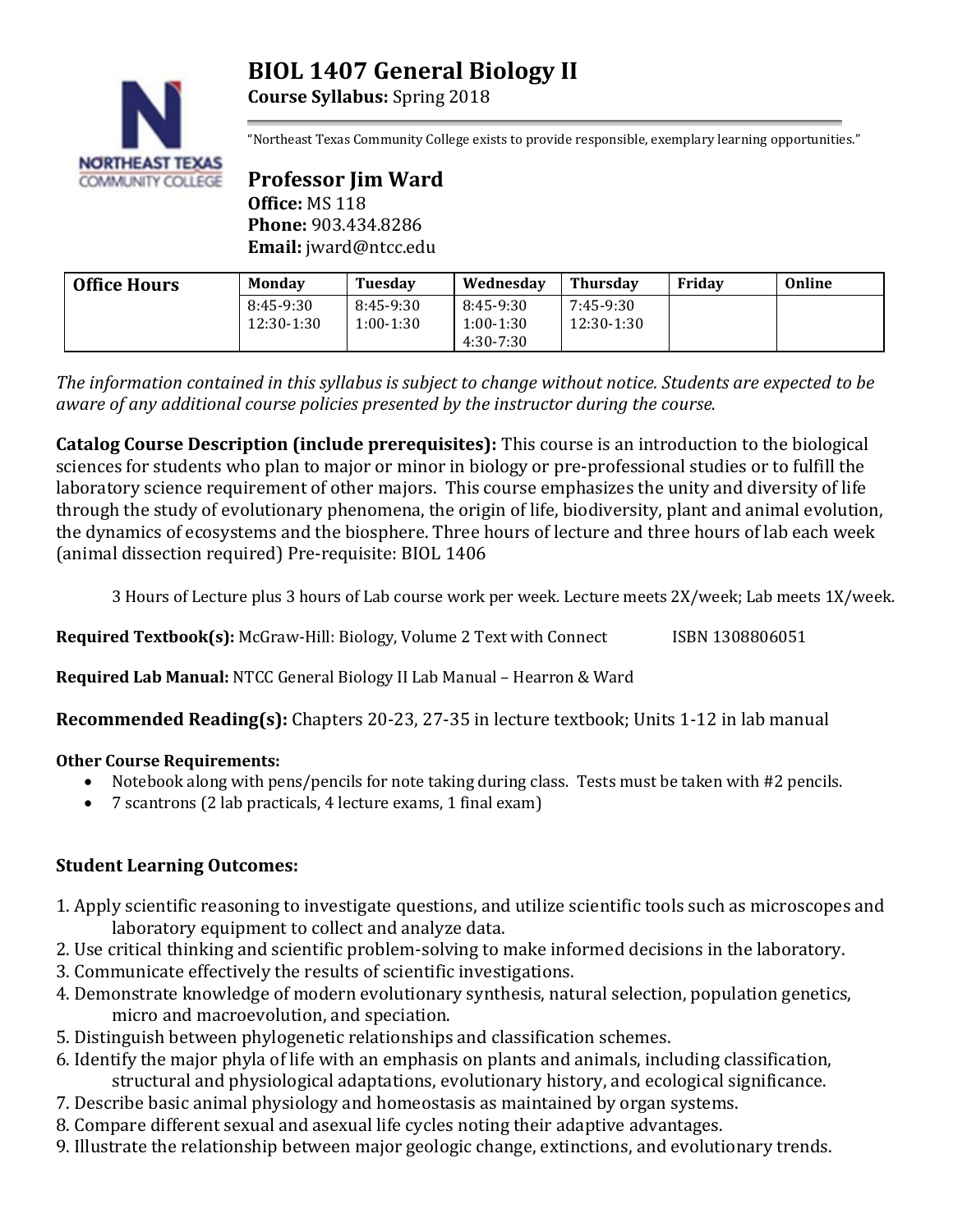# BIOL 1407 General Biology II

**Course Syllabus:** Spring 2018

"Northeast Texas Community College exists to provide responsible, exemplary learning opportunities."

## Professor Jim Ward

**Office:** MS 118
**Phone:** 903.434.8286
**Email:** jward@ntcc.edu

| Office Hours | Monday | Tuesday | Wednesday | Thursday | Friday | Online |
|---|---|---|---|---|---|---|
| | 8:45-9:30<br>12:30-1:30 | 8:45-9:30<br>1:00-1:30 | 8:45-9:30<br>1:00-1:30<br>4:30-7:30 | 7:45-9:30<br>12:30-1:30 | | |

*The information contained in this syllabus is subject to change without notice. Students are expected to be aware of any additional course policies presented by the instructor during the course.*

**Catalog Course Description (include prerequisites):** This course is an introduction to the biological sciences for students who plan to major or minor in biology or pre-professional studies or to fulfill the laboratory science requirement of other majors. This course emphasizes the unity and diversity of life through the study of evolutionary phenomena, the origin of life, biodiversity, plant and animal evolution, the dynamics of ecosystems and the biosphere. Three hours of lecture and three hours of lab each week (animal dissection required) Pre-requisite: BIOL 1406

3 Hours of Lecture plus 3 hours of Lab course work per week. Lecture meets 2X/week; Lab meets 1X/week.

**Required Textbook(s):** McGraw-Hill: Biology, Volume 2 Text with Connect ISBN 1308806051

**Required Lab Manual:** NTCC General Biology II Lab Manual – Hearron & Ward

**Recommended Reading(s):** Chapters 20-23, 27-35 in lecture textbook; Units 1-12 in lab manual

**Other Course Requirements:**

- Notebook along with pens/pencils for note taking during class. Tests must be taken with #2 pencils.
- 7 scantrons (2 lab practicals, 4 lecture exams, 1 final exam)

**Student Learning Outcomes:**

1. Apply scientific reasoning to investigate questions, and utilize scientific tools such as microscopes and laboratory equipment to collect and analyze data.
2. Use critical thinking and scientific problem-solving to make informed decisions in the laboratory.
3. Communicate effectively the results of scientific investigations.
4. Demonstrate knowledge of modern evolutionary synthesis, natural selection, population genetics, micro and macroevolution, and speciation.
5. Distinguish between phylogenetic relationships and classification schemes.
6. Identify the major phyla of life with an emphasis on plants and animals, including classification, structural and physiological adaptations, evolutionary history, and ecological significance.
7. Describe basic animal physiology and homeostasis as maintained by organ systems.
8. Compare different sexual and asexual life cycles noting their adaptive advantages.
9. Illustrate the relationship between major geologic change, extinctions, and evolutionary trends.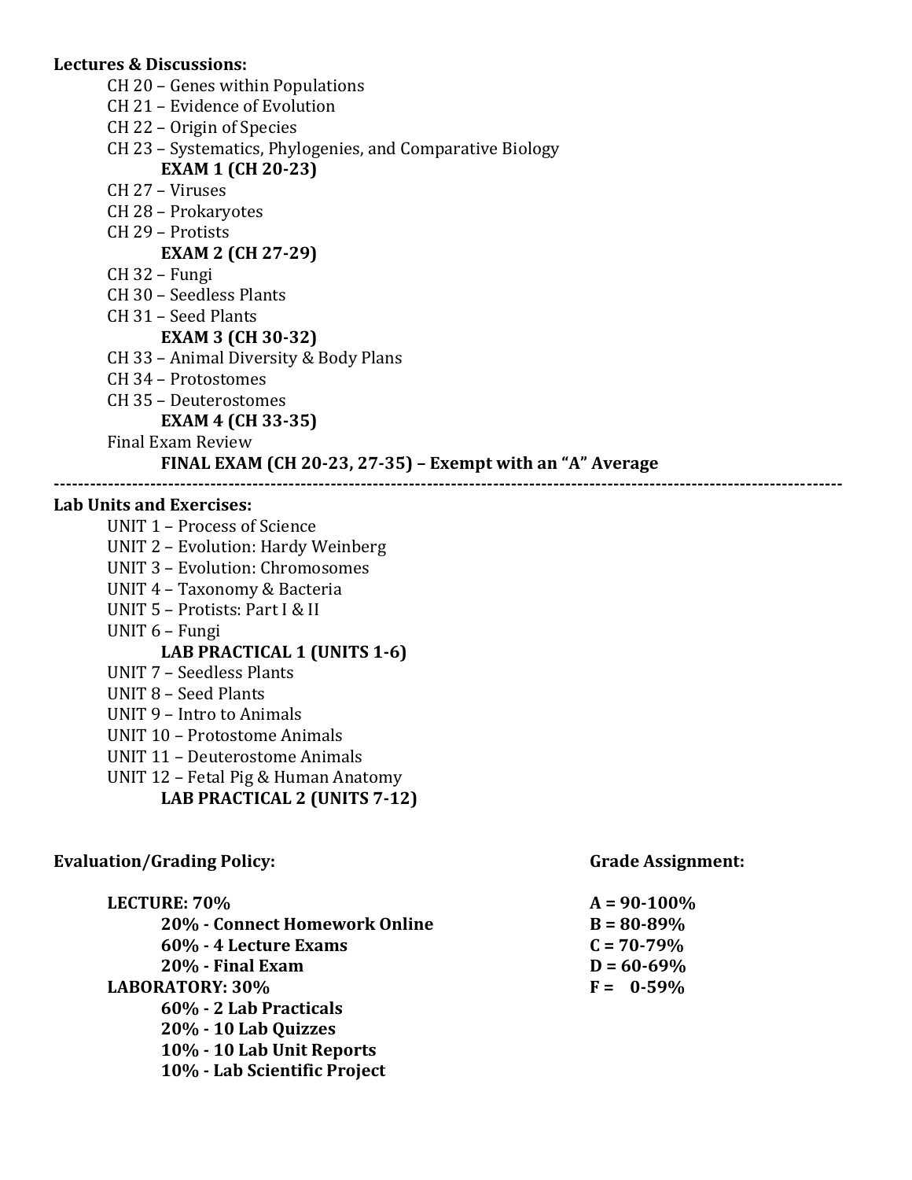**Lectures & Discussions:**

- CH 20 – Genes within Populations
- CH 21 – Evidence of Evolution
- CH 22 – Origin of Species
- CH 23 – Systematics, Phylogenies, and Comparative Biology
    - **EXAM 1 (CH 20-23)**
- CH 27 – Viruses
- CH 28 – Prokaryotes
- CH 29 – Protists
    - **EXAM 2 (CH 27-29)**
- CH 32 – Fungi
- CH 30 – Seedless Plants
- CH 31 – Seed Plants
    - **EXAM 3 (CH 30-32)**
- CH 33 – Animal Diversity & Body Plans
- CH 34 – Protostomes
- CH 35 – Deuterostomes
    - **EXAM 4 (CH 33-35)**
- Final Exam Review
    - **FINAL EXAM (CH 20-23, 27-35) – Exempt with an "A" Average**

---

**Lab Units and Exercises:**

- UNIT 1 – Process of Science
- UNIT 2 – Evolution: Hardy Weinberg
- UNIT 3 – Evolution: Chromosomes
- UNIT 4 – Taxonomy & Bacteria
- UNIT 5 – Protists: Part I & II
- UNIT 6 – Fungi
    - **LAB PRACTICAL 1 (UNITS 1-6)**
- UNIT 7 – Seedless Plants
- UNIT 8 – Seed Plants
- UNIT 9 – Intro to Animals
- UNIT 10 – Protostome Animals
- UNIT 11 – Deuterostome Animals
- UNIT 12 – Fetal Pig & Human Anatomy
    - **LAB PRACTICAL 2 (UNITS 7-12)**

**Evaluation/Grading Policy:**

- **LECTURE: 70%**
    - **20% - Connect Homework Online**
    - **60% - 4 Lecture Exams**
    - **20% - Final Exam**
- **LABORATORY: 30%**
    - **60% - 2 Lab Practicals**
    - **20% - 10 Lab Quizzes**
    - **10% - 10 Lab Unit Reports**
    - **10% - Lab Scientific Project**

**Grade Assignment:**

- **A = 90-100%**
- **B = 80-89%**
- **C = 70-79%**
- **D = 60-69%**
- **F = 0-59%**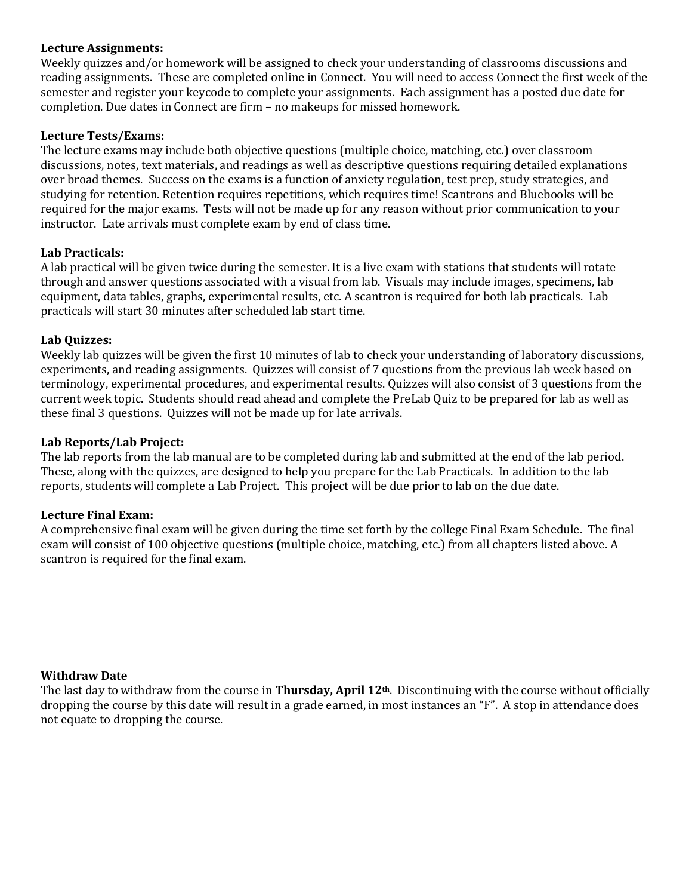**Lecture Assignments:**
Weekly quizzes and/or homework will be assigned to check your understanding of classrooms discussions and reading assignments. These are completed online in Connect. You will need to access Connect the first week of the semester and register your keycode to complete your assignments. Each assignment has a posted due date for completion. Due dates in Connect are firm – no makeups for missed homework.

**Lecture Tests/Exams:**
The lecture exams may include both objective questions (multiple choice, matching, etc.) over classroom discussions, notes, text materials, and readings as well as descriptive questions requiring detailed explanations over broad themes. Success on the exams is a function of anxiety regulation, test prep, study strategies, and studying for retention. Retention requires repetitions, which requires time! Scantrons and Bluebooks will be required for the major exams. Tests will not be made up for any reason without prior communication to your instructor. Late arrivals must complete exam by end of class time.

**Lab Practicals:**
A lab practical will be given twice during the semester. It is a live exam with stations that students will rotate through and answer questions associated with a visual from lab. Visuals may include images, specimens, lab equipment, data tables, graphs, experimental results, etc. A scantron is required for both lab practicals. Lab practicals will start 30 minutes after scheduled lab start time.

**Lab Quizzes:**
Weekly lab quizzes will be given the first 10 minutes of lab to check your understanding of laboratory discussions, experiments, and reading assignments. Quizzes will consist of 7 questions from the previous lab week based on terminology, experimental procedures, and experimental results. Quizzes will also consist of 3 questions from the current week topic. Students should read ahead and complete the PreLab Quiz to be prepared for lab as well as these final 3 questions. Quizzes will not be made up for late arrivals.

**Lab Reports/Lab Project:**
The lab reports from the lab manual are to be completed during lab and submitted at the end of the lab period. These, along with the quizzes, are designed to help you prepare for the Lab Practicals. In addition to the lab reports, students will complete a Lab Project. This project will be due prior to lab on the due date.

**Lecture Final Exam:**
A comprehensive final exam will be given during the time set forth by the college Final Exam Schedule. The final exam will consist of 100 objective questions (multiple choice, matching, etc.) from all chapters listed above. A scantron is required for the final exam.

**Withdraw Date**
The last day to withdraw from the course in **Thursday, April 12th**. Discontinuing with the course without officially dropping the course by this date will result in a grade earned, in most instances an "F". A stop in attendance does not equate to dropping the course.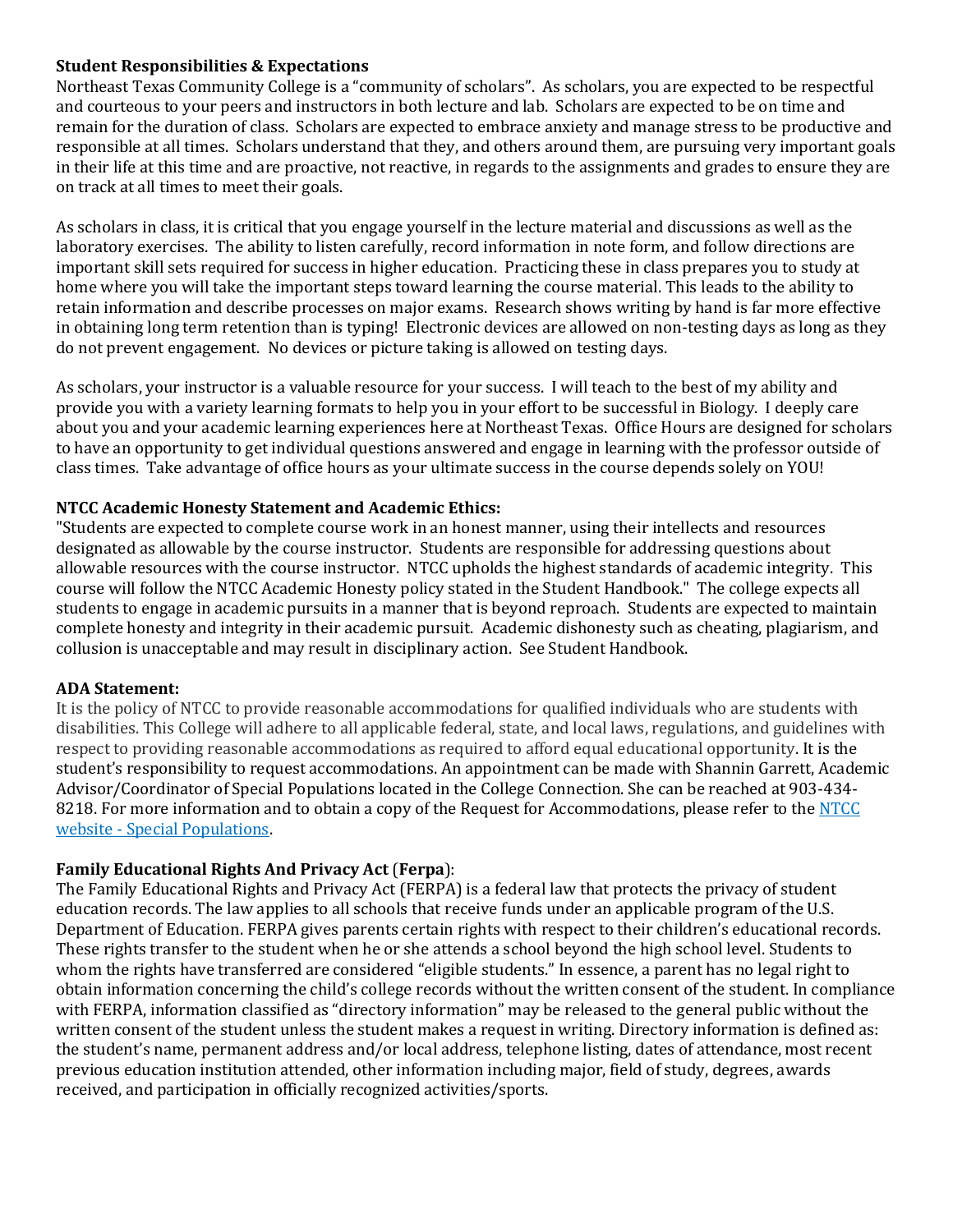**Student Responsibilities & Expectations**

Northeast Texas Community College is a "community of scholars". As scholars, you are expected to be respectful and courteous to your peers and instructors in both lecture and lab. Scholars are expected to be on time and remain for the duration of class. Scholars are expected to embrace anxiety and manage stress to be productive and responsible at all times. Scholars understand that they, and others around them, are pursuing very important goals in their life at this time and are proactive, not reactive, in regards to the assignments and grades to ensure they are on track at all times to meet their goals.

As scholars in class, it is critical that you engage yourself in the lecture material and discussions as well as the laboratory exercises. The ability to listen carefully, record information in note form, and follow directions are important skill sets required for success in higher education. Practicing these in class prepares you to study at home where you will take the important steps toward learning the course material. This leads to the ability to retain information and describe processes on major exams. Research shows writing by hand is far more effective in obtaining long term retention than is typing! Electronic devices are allowed on non-testing days as long as they do not prevent engagement. No devices or picture taking is allowed on testing days.

As scholars, your instructor is a valuable resource for your success. I will teach to the best of my ability and provide you with a variety learning formats to help you in your effort to be successful in Biology. I deeply care about you and your academic learning experiences here at Northeast Texas. Office Hours are designed for scholars to have an opportunity to get individual questions answered and engage in learning with the professor outside of class times. Take advantage of office hours as your ultimate success in the course depends solely on YOU!

**NTCC Academic Honesty Statement and Academic Ethics:**

"Students are expected to complete course work in an honest manner, using their intellects and resources designated as allowable by the course instructor. Students are responsible for addressing questions about allowable resources with the course instructor. NTCC upholds the highest standards of academic integrity. This course will follow the NTCC Academic Honesty policy stated in the Student Handbook." The college expects all students to engage in academic pursuits in a manner that is beyond reproach. Students are expected to maintain complete honesty and integrity in their academic pursuit. Academic dishonesty such as cheating, plagiarism, and collusion is unacceptable and may result in disciplinary action. See Student Handbook.

**ADA Statement:**

It is the policy of NTCC to provide reasonable accommodations for qualified individuals who are students with disabilities. This College will adhere to all applicable federal, state, and local laws, regulations, and guidelines with respect to providing reasonable accommodations as required to afford equal educational opportunity. It is the student's responsibility to request accommodations. An appointment can be made with Shannin Garrett, Academic Advisor/Coordinator of Special Populations located in the College Connection. She can be reached at 903-434-8218. For more information and to obtain a copy of the Request for Accommodations, please refer to the NTCC website - Special Populations.

**Family Educational Rights And Privacy Act** (**Ferpa**):

The Family Educational Rights and Privacy Act (FERPA) is a federal law that protects the privacy of student education records. The law applies to all schools that receive funds under an applicable program of the U.S. Department of Education. FERPA gives parents certain rights with respect to their children's educational records. These rights transfer to the student when he or she attends a school beyond the high school level. Students to whom the rights have transferred are considered "eligible students." In essence, a parent has no legal right to obtain information concerning the child's college records without the written consent of the student. In compliance with FERPA, information classified as "directory information" may be released to the general public without the written consent of the student unless the student makes a request in writing. Directory information is defined as: the student's name, permanent address and/or local address, telephone listing, dates of attendance, most recent previous education institution attended, other information including major, field of study, degrees, awards received, and participation in officially recognized activities/sports.